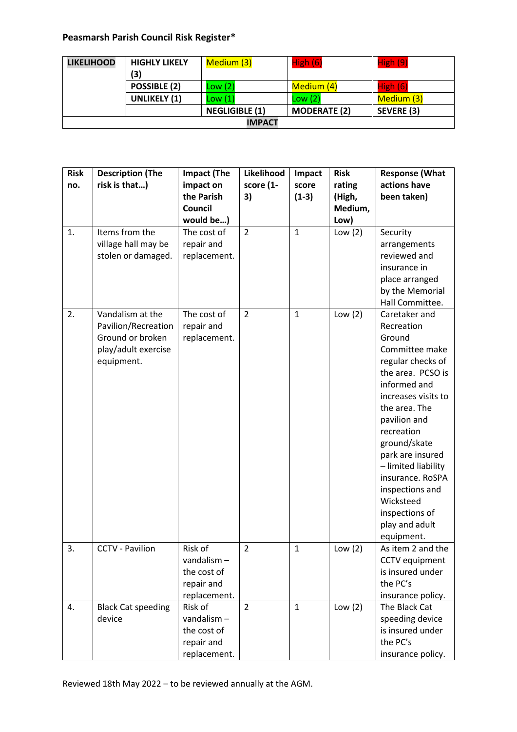**Peasmarsh Parish Council Risk Register***

| **LIKELIHOOD** | **HIGHLY LIKELY (3)** | Medium (3) | High (6) | High (9) |
|---|---|---|---|---|
| | **POSSIBLE (2)** | Low (2) | Medium (4) | High (6) |
| | **UNLIKELY (1)** | Low (1) | Low (2) | Medium (3) |
| | | **NEGLIGIBLE (1)** | **MODERATE (2)** | **SEVERE (3)** |
| **IMPACT** | | | | |

| **Risk no.** | **Description (The risk is that…)** | **Impact (The impact on the Parish Council would be…)** | **Likelihood score (1-3)** | **Impact score (1-3)** | **Risk rating (High, Medium, Low)** | **Response (What actions have been taken)** |
|---|---|---|---|---|---|---|
| 1. | Items from the village hall may be stolen or damaged. | The cost of repair and replacement. | 2 | 1 | Low (2) | Security arrangements reviewed and insurance in place arranged by the Memorial Hall Committee. |
| 2. | Vandalism at the Pavilion/Recreation Ground or broken play/adult exercise equipment. | The cost of repair and replacement. | 2 | 1 | Low (2) | Caretaker and Recreation Ground Committee make regular checks of the area. PCSO is informed and increases visits to the area. The pavilion and recreation ground/skate park are insured – limited liability insurance. RoSPA inspections and Wicksteed inspections of play and adult equipment. |
| 3. | CCTV - Pavilion | Risk of vandalism – the cost of repair and replacement. | 2 | 1 | Low (2) | As item 2 and the CCTV equipment is insured under the PC's insurance policy. |
| 4. | Black Cat speeding device | Risk of vandalism – the cost of repair and replacement. | 2 | 1 | Low (2) | The Black Cat speeding device is insured under the PC's insurance policy. |

Reviewed 18th May 2022 – to be reviewed annually at the AGM.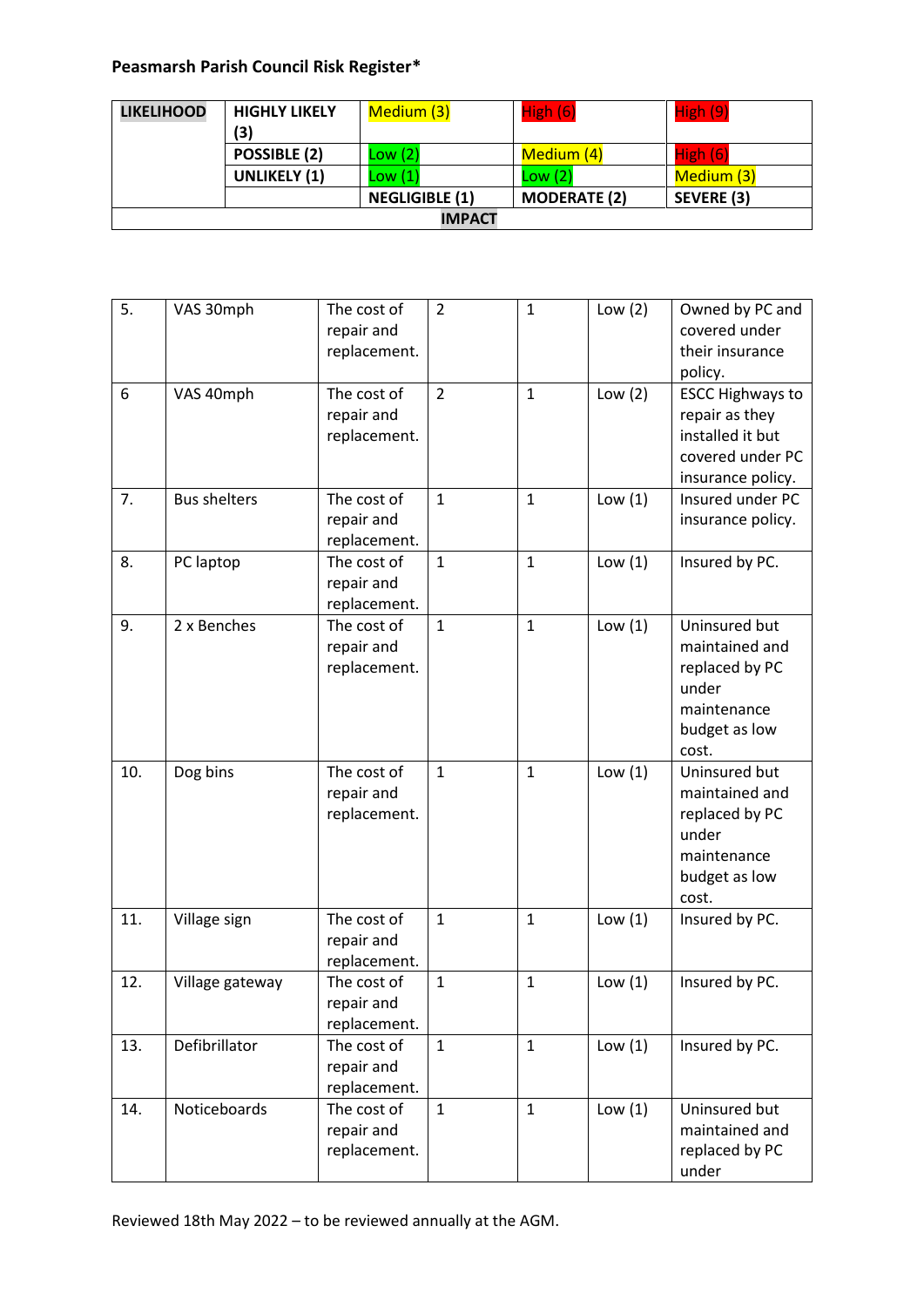**Peasmarsh Parish Council Risk Register***

| LIKELIHOOD | HIGHLY LIKELY (3) | Medium (3) | High (6) | High (9) |
|---|---|---|---|---|
| | POSSIBLE (2) | Low (2) | Medium (4) | High (6) |
| | UNLIKELY (1) | Low (1) | Low (2) | Medium (3) |
| | | NEGLIGIBLE (1) | MODERATE (2) | SEVERE (3) |
| IMPACT | | | | |

| | | | | | | |
|---|---|---|---|---|---|---|
| 5. | VAS 30mph | The cost of repair and replacement. | 2 | 1 | Low (2) | Owned by PC and covered under their insurance policy. |
| 6 | VAS 40mph | The cost of repair and replacement. | 2 | 1 | Low (2) | ESCC Highways to repair as they installed it but covered under PC insurance policy. |
| 7. | Bus shelters | The cost of repair and replacement. | 1 | 1 | Low (1) | Insured under PC insurance policy. |
| 8. | PC laptop | The cost of repair and replacement. | 1 | 1 | Low (1) | Insured by PC. |
| 9. | 2 x Benches | The cost of repair and replacement. | 1 | 1 | Low (1) | Uninsured but maintained and replaced by PC under maintenance budget as low cost. |
| 10. | Dog bins | The cost of repair and replacement. | 1 | 1 | Low (1) | Uninsured but maintained and replaced by PC under maintenance budget as low cost. |
| 11. | Village sign | The cost of repair and replacement. | 1 | 1 | Low (1) | Insured by PC. |
| 12. | Village gateway | The cost of repair and replacement. | 1 | 1 | Low (1) | Insured by PC. |
| 13. | Defibrillator | The cost of repair and replacement. | 1 | 1 | Low (1) | Insured by PC. |
| 14. | Noticeboards | The cost of repair and replacement. | 1 | 1 | Low (1) | Uninsured but maintained and replaced by PC under |

Reviewed 18th May 2022 – to be reviewed annually at the AGM.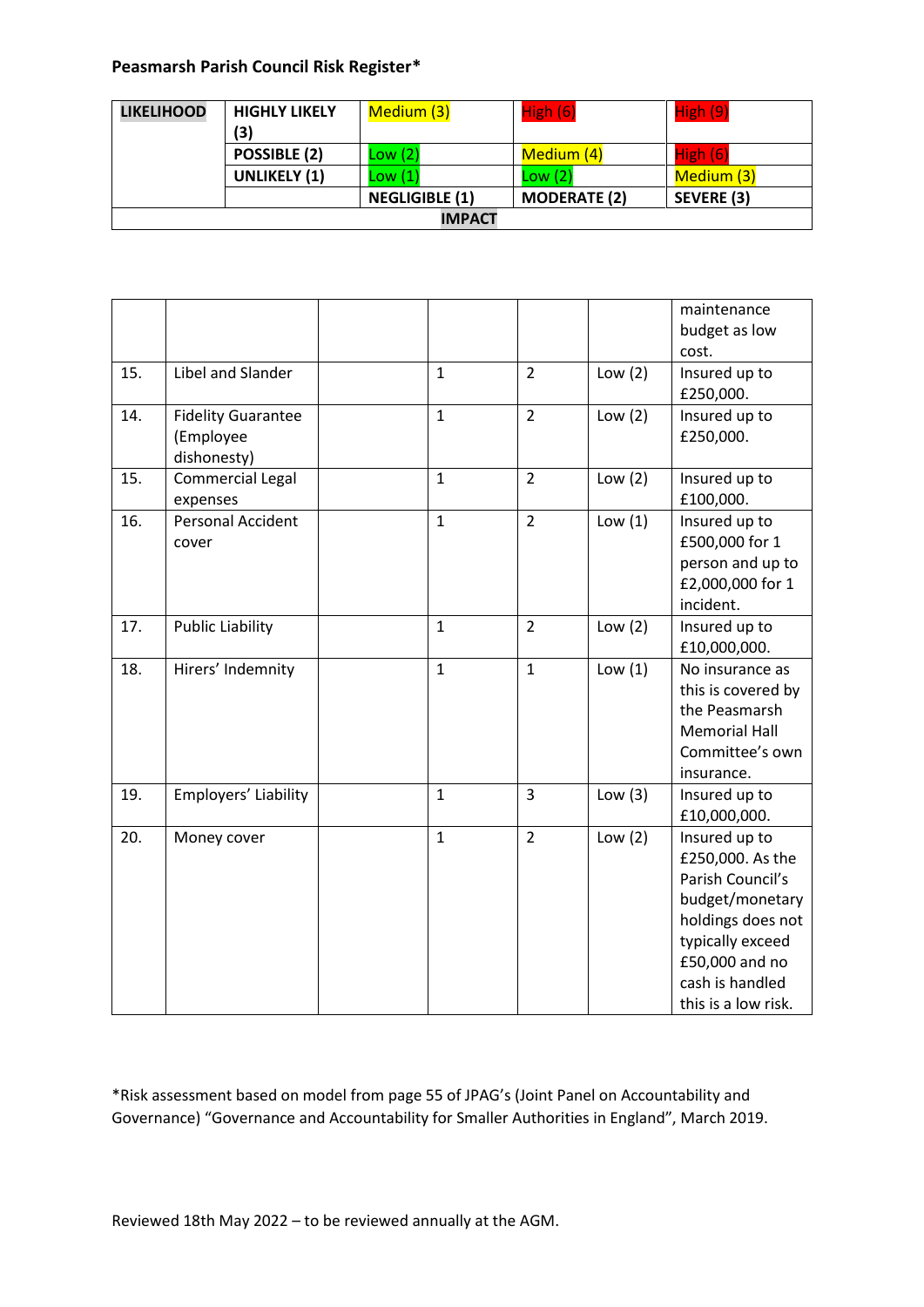**Peasmarsh Parish Council Risk Register***

| LIKELIHOOD | | | | |
|---|---|---|---|---|
| | HIGHLY LIKELY (3) | Medium (3) | High (6) | High (9) |
| | POSSIBLE (2) | Low (2) | Medium (4) | High (6) |
| | UNLIKELY (1) | Low (1) | Low (2) | Medium (3) |
| | | NEGLIGIBLE (1) | MODERATE (2) | SEVERE (3) |
| IMPACT | | | | |

| | | | | | | |
|---|---|---|---|---|---|---|
| | | | | | | maintenance budget as low cost. |
| 15. | Libel and Slander | | 1 | 2 | Low (2) | Insured up to £250,000. |
| 14. | Fidelity Guarantee (Employee dishonesty) | | 1 | 2 | Low (2) | Insured up to £250,000. |
| 15. | Commercial Legal expenses | | 1 | 2 | Low (2) | Insured up to £100,000. |
| 16. | Personal Accident cover | | 1 | 2 | Low (1) | Insured up to £500,000 for 1 person and up to £2,000,000 for 1 incident. |
| 17. | Public Liability | | 1 | 2 | Low (2) | Insured up to £10,000,000. |
| 18. | Hirers' Indemnity | | 1 | 1 | Low (1) | No insurance as this is covered by the Peasmarsh Memorial Hall Committee's own insurance. |
| 19. | Employers' Liability | | 1 | 3 | Low (3) | Insured up to £10,000,000. |
| 20. | Money cover | | 1 | 2 | Low (2) | Insured up to £250,000. As the Parish Council's budget/monetary holdings does not typically exceed £50,000 and no cash is handled this is a low risk. |

*Risk assessment based on model from page 55 of JPAG's (Joint Panel on Accountability and Governance) "Governance and Accountability for Smaller Authorities in England", March 2019.

Reviewed 18th May 2022 – to be reviewed annually at the AGM.